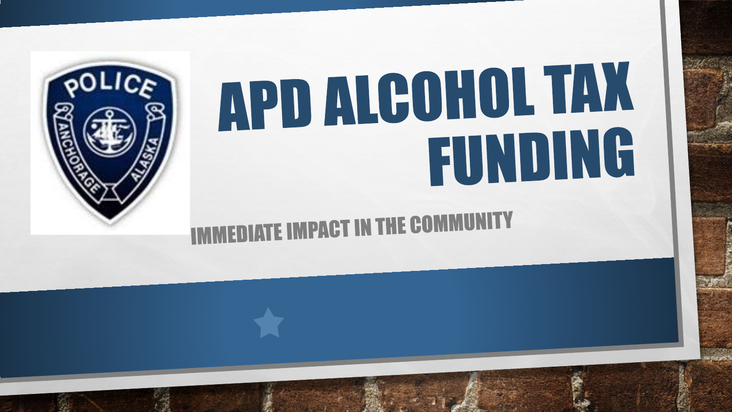# APD ALCOHOL TAX FUNDING

IMMEDIATE IMPACT IN THE COMMUNITY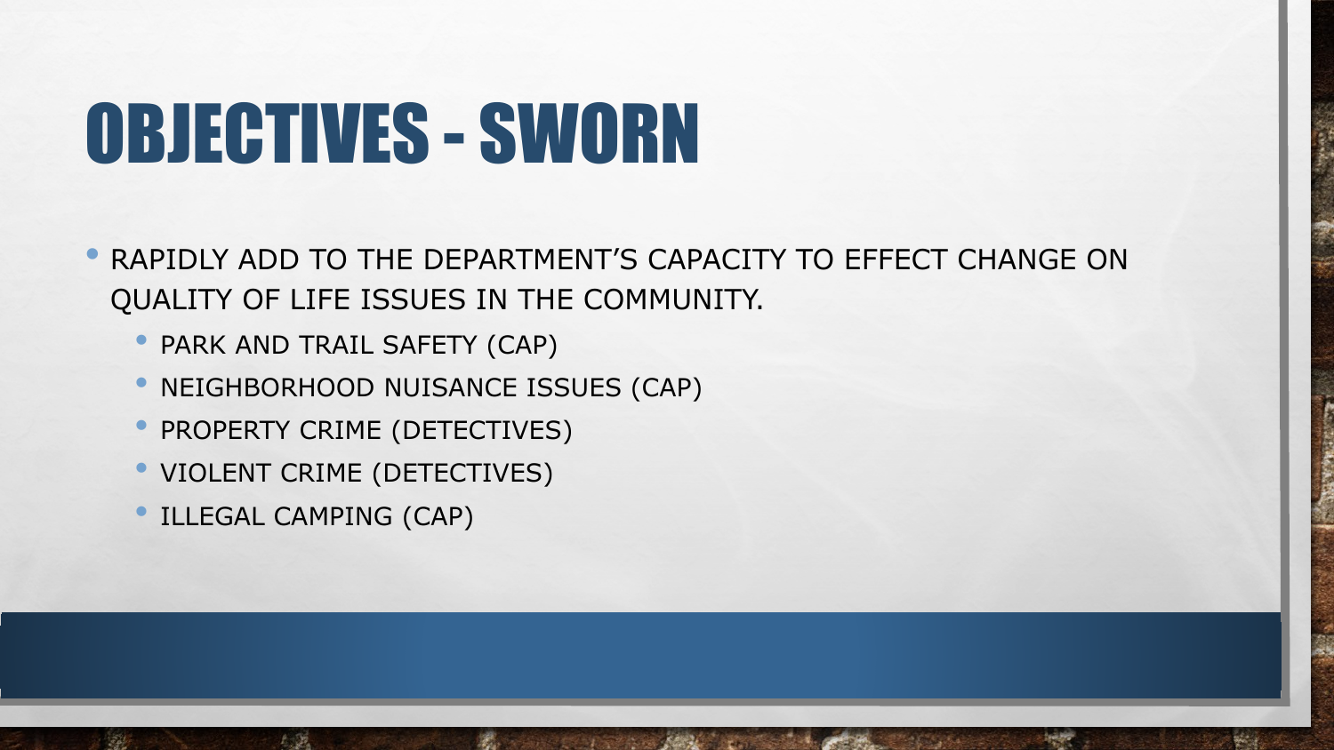# OBJECTIVES - SWORN

- RAPIDLY ADD TO THE DEPARTMENT'S CAPACITY TO EFFECT CHANGE ON QUALITY OF LIFE ISSUES IN THE COMMUNITY.
  - PARK AND TRAIL SAFETY (CAP)
  - NEIGHBORHOOD NUISANCE ISSUES (CAP)
  - PROPERTY CRIME (DETECTIVES)
  - VIOLENT CRIME (DETECTIVES)
  - ILLEGAL CAMPING (CAP)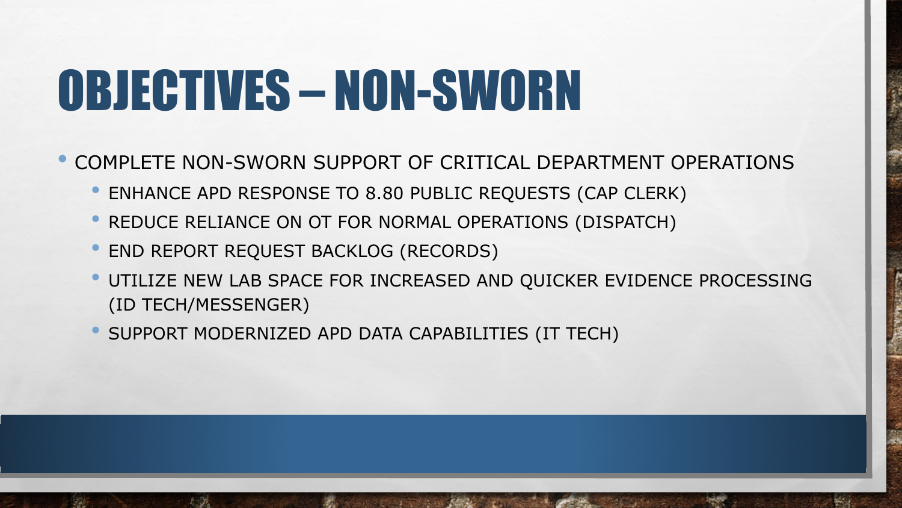# OBJECTIVES – NON-SWORN

- COMPLETE NON-SWORN SUPPORT OF CRITICAL DEPARTMENT OPERATIONS
  - ENHANCE APD RESPONSE TO 8.80 PUBLIC REQUESTS (CAP CLERK)
  - REDUCE RELIANCE ON OT FOR NORMAL OPERATIONS (DISPATCH)
  - END REPORT REQUEST BACKLOG (RECORDS)
  - UTILIZE NEW LAB SPACE FOR INCREASED AND QUICKER EVIDENCE PROCESSING (ID TECH/MESSENGER)
  - SUPPORT MODERNIZED APD DATA CAPABILITIES (IT TECH)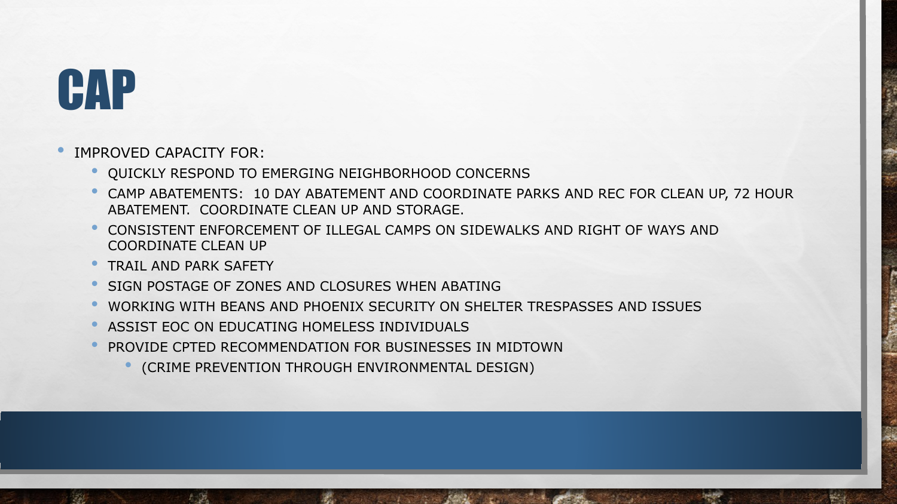# CAP

- IMPROVED CAPACITY FOR:
  - QUICKLY RESPOND TO EMERGING NEIGHBORHOOD CONCERNS
  - CAMP ABATEMENTS:  10 DAY ABATEMENT AND COORDINATE PARKS AND REC FOR CLEAN UP, 72 HOUR ABATEMENT.  COORDINATE CLEAN UP AND STORAGE.
  - CONSISTENT ENFORCEMENT OF ILLEGAL CAMPS ON SIDEWALKS AND RIGHT OF WAYS AND COORDINATE CLEAN UP
  - TRAIL AND PARK SAFETY
  - SIGN POSTAGE OF ZONES AND CLOSURES WHEN ABATING
  - WORKING WITH BEANS AND PHOENIX SECURITY ON SHELTER TRESPASSES AND ISSUES
  - ASSIST EOC ON EDUCATING HOMELESS INDIVIDUALS
  - PROVIDE CPTED RECOMMENDATION FOR BUSINESSES IN MIDTOWN
    - (CRIME PREVENTION THROUGH ENVIRONMENTAL DESIGN)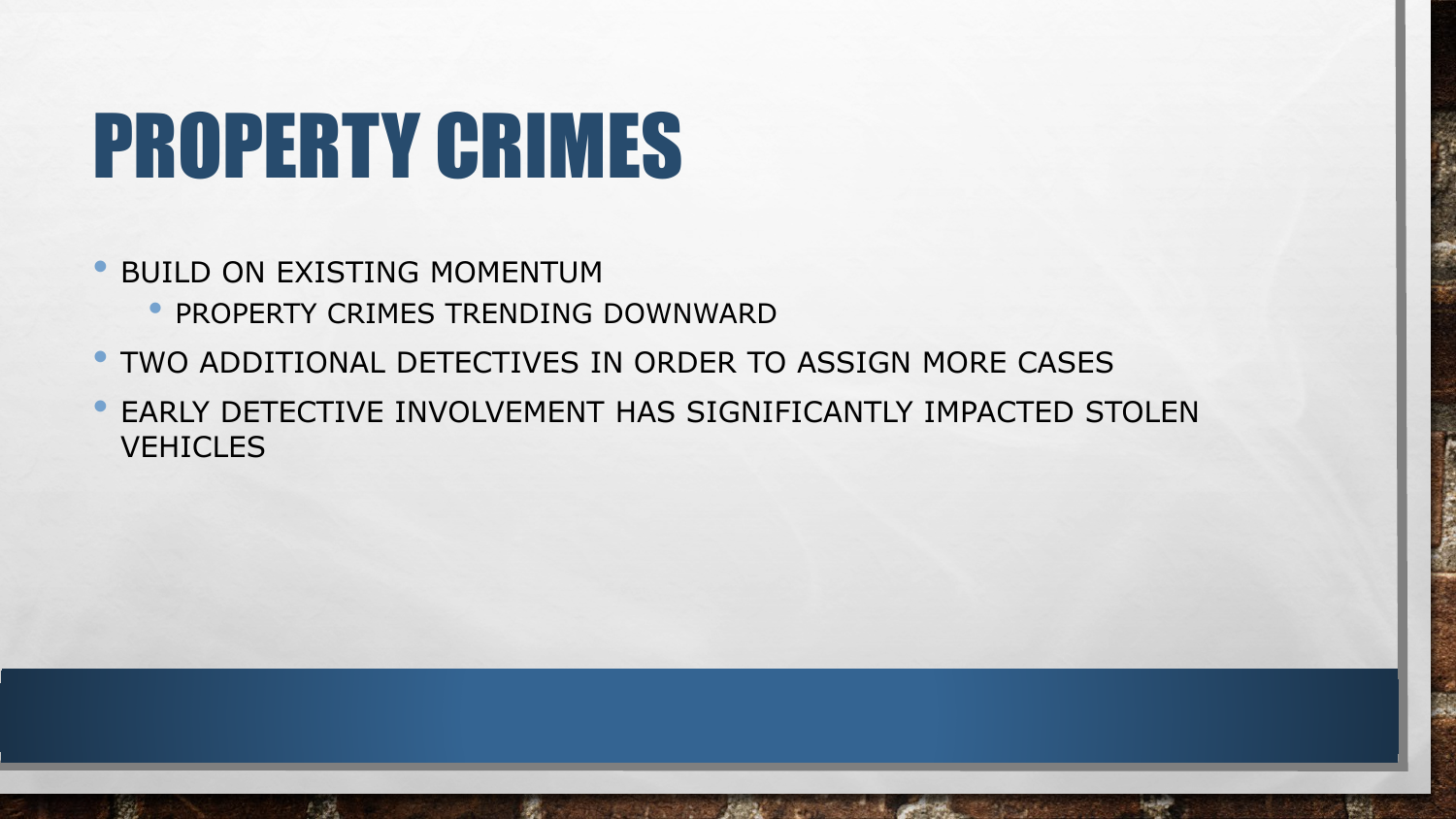# PROPERTY CRIMES

- BUILD ON EXISTING MOMENTUM
  - PROPERTY CRIMES TRENDING DOWNWARD
- TWO ADDITIONAL DETECTIVES IN ORDER TO ASSIGN MORE CASES
- EARLY DETECTIVE INVOLVEMENT HAS SIGNIFICANTLY IMPACTED STOLEN VEHICLES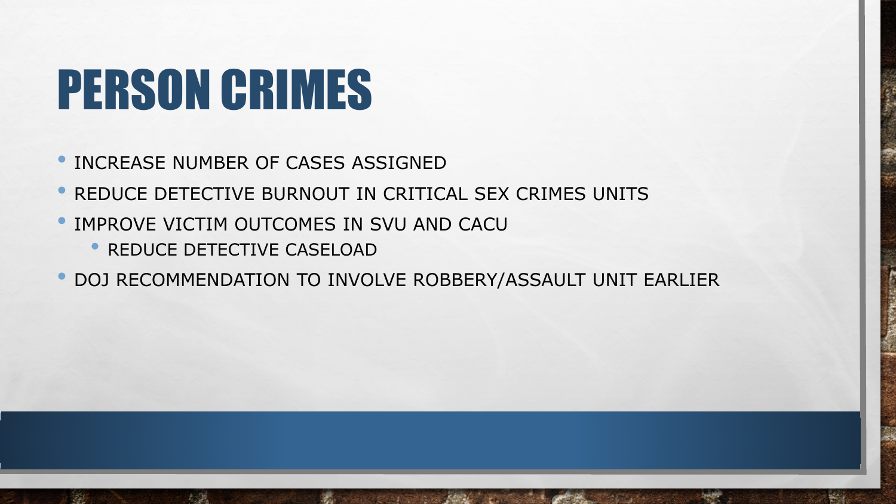# PERSON CRIMES

- INCREASE NUMBER OF CASES ASSIGNED
- REDUCE DETECTIVE BURNOUT IN CRITICAL SEX CRIMES UNITS
- IMPROVE VICTIM OUTCOMES IN SVU AND CACU
  - REDUCE DETECTIVE CASELOAD
- DOJ RECOMMENDATION TO INVOLVE ROBBERY/ASSAULT UNIT EARLIER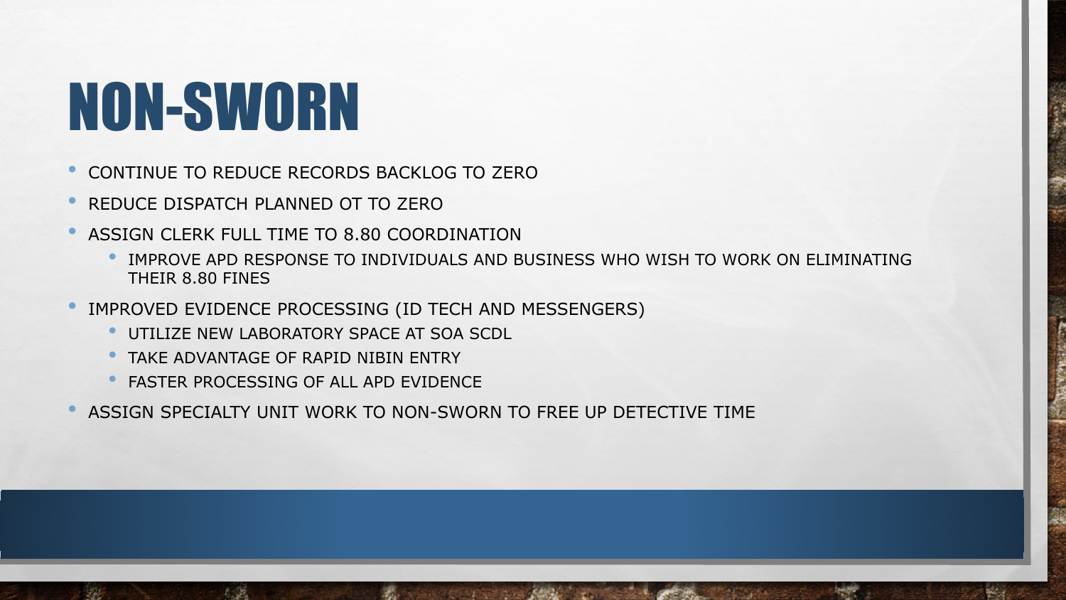# NON-SWORN

- CONTINUE TO REDUCE RECORDS BACKLOG TO ZERO
- REDUCE DISPATCH PLANNED OT TO ZERO
- ASSIGN CLERK FULL TIME TO 8.80 COORDINATION
  - IMPROVE APD RESPONSE TO INDIVIDUALS AND BUSINESS WHO WISH TO WORK ON ELIMINATING THEIR 8.80 FINES
- IMPROVED EVIDENCE PROCESSING (ID TECH AND MESSENGERS)
  - UTILIZE NEW LABORATORY SPACE AT SOA SCDL
  - TAKE ADVANTAGE OF RAPID NIBIN ENTRY
  - FASTER PROCESSING OF ALL APD EVIDENCE
- ASSIGN SPECIALTY UNIT WORK TO NON-SWORN TO FREE UP DETECTIVE TIME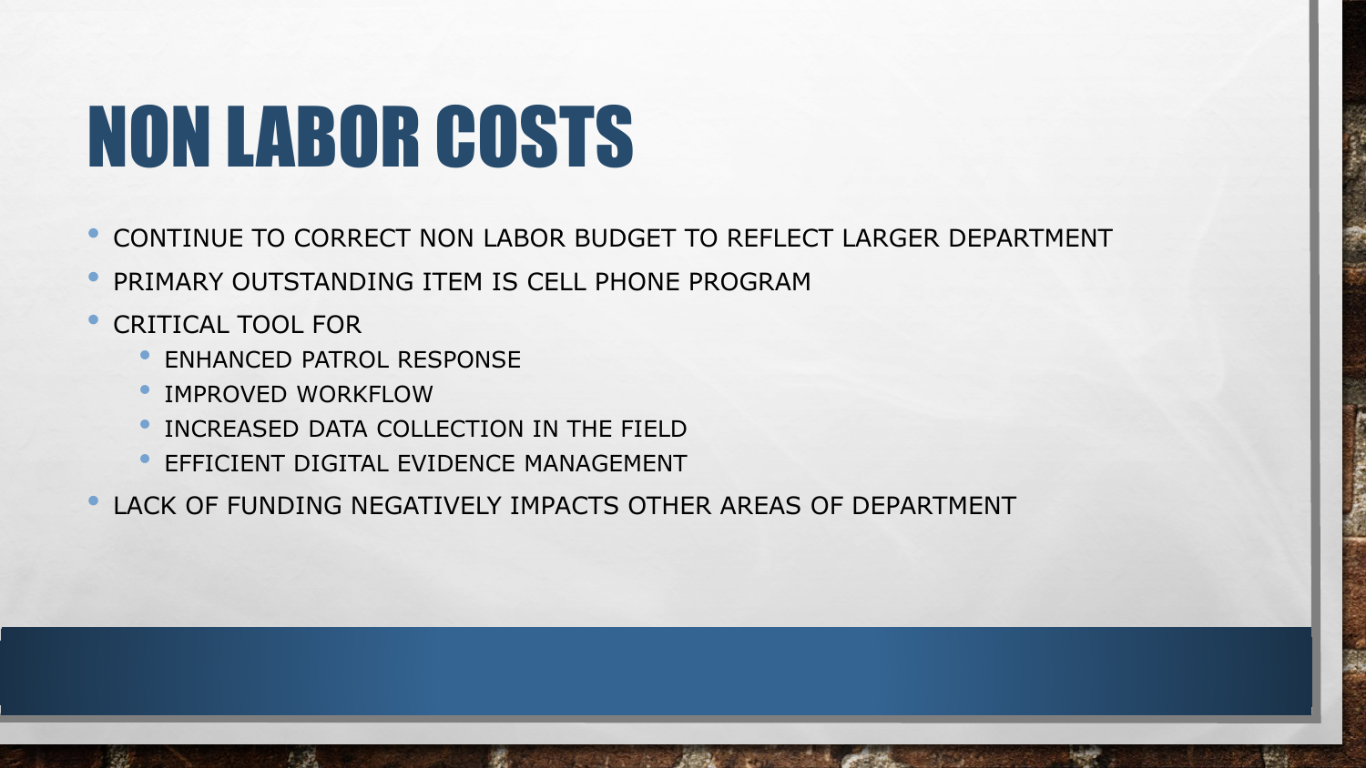# NON LABOR COSTS

- CONTINUE TO CORRECT NON LABOR BUDGET TO REFLECT LARGER DEPARTMENT
- PRIMARY OUTSTANDING ITEM IS CELL PHONE PROGRAM
- CRITICAL TOOL FOR
  - ENHANCED PATROL RESPONSE
  - IMPROVED WORKFLOW
  - INCREASED DATA COLLECTION IN THE FIELD
  - EFFICIENT DIGITAL EVIDENCE MANAGEMENT
- LACK OF FUNDING NEGATIVELY IMPACTS OTHER AREAS OF DEPARTMENT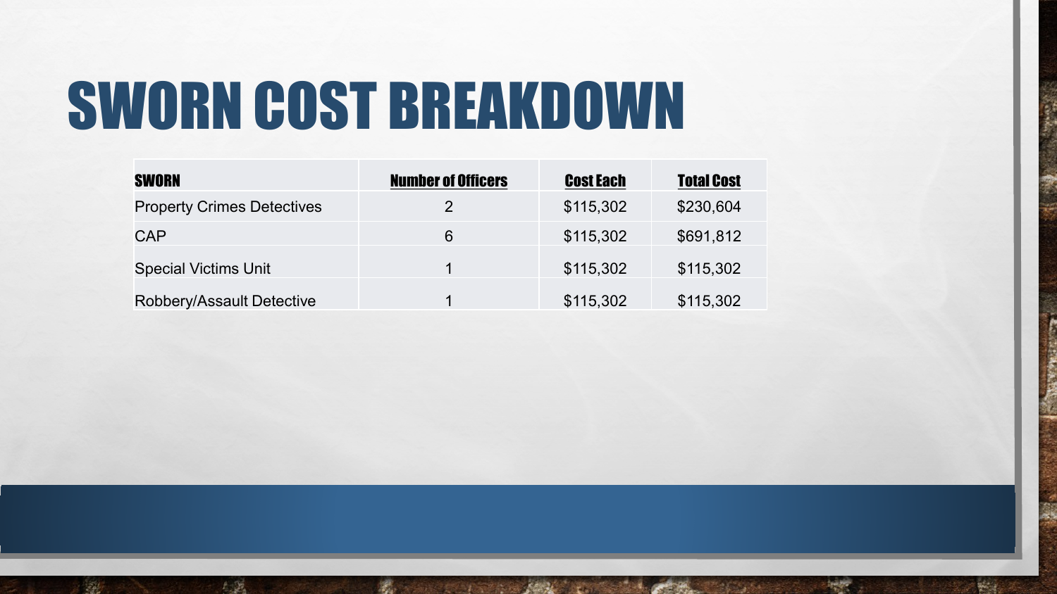# SWORN COST BREAKDOWN

| SWORN | Number of Officers | Cost Each | Total Cost |
|---|---|---|---|
| Property Crimes Detectives | 2 | $115,302 | $230,604 |
| CAP | 6 | $115,302 | $691,812 |
| Special Victims Unit | 1 | $115,302 | $115,302 |
| Robbery/Assault Detective | 1 | $115,302 | $115,302 |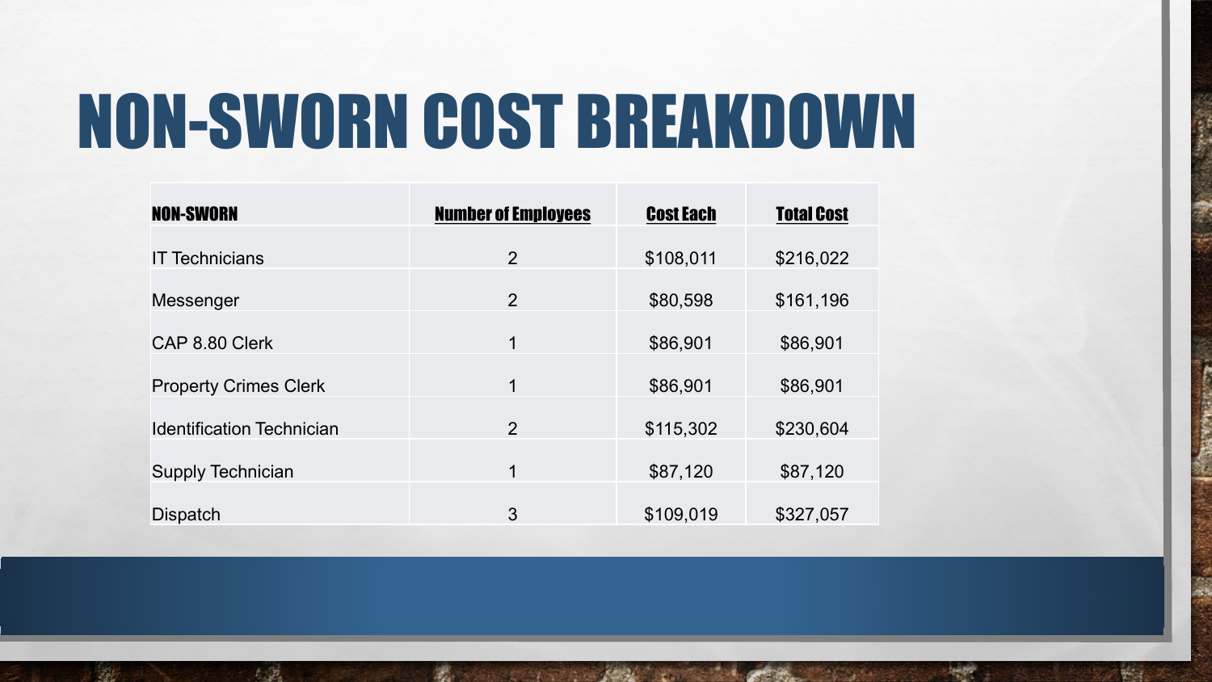# NON-SWORN COST BREAKDOWN

| NON-SWORN | Number of Employees | Cost Each | Total Cost |
|---|---|---|---|
| IT Technicians | 2 | $108,011 | $216,022 |
| Messenger | 2 | $80,598 | $161,196 |
| CAP 8.80 Clerk | 1 | $86,901 | $86,901 |
| Property Crimes Clerk | 1 | $86,901 | $86,901 |
| Identification Technician | 2 | $115,302 | $230,604 |
| Supply Technician | 1 | $87,120 | $87,120 |
| Dispatch | 3 | $109,019 | $327,057 |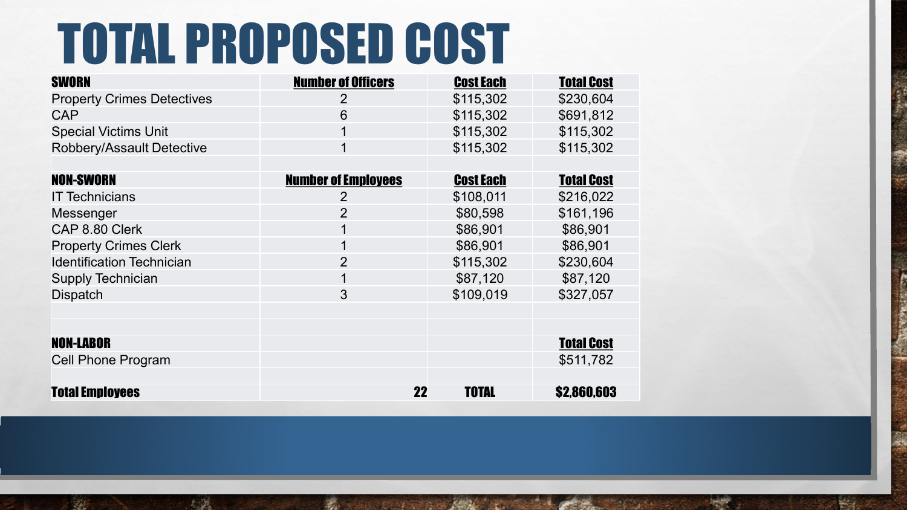# TOTAL PROPOSED COST

| SWORN | Number of Officers | Cost Each | Total Cost |
|---|---|---|---|
| Property Crimes Detectives | 2 | $115,302 | $230,604 |
| CAP | 6 | $115,302 | $691,812 |
| Special Victims Unit | 1 | $115,302 | $115,302 |
| Robbery/Assault Detective | 1 | $115,302 | $115,302 |
| | | | |
| **NON-SWORN** | **Number of Employees** | **Cost Each** | **Total Cost** |
| IT Technicians | 2 | $108,011 | $216,022 |
| Messenger | 2 | $80,598 | $161,196 |
| CAP 8.80 Clerk | 1 | $86,901 | $86,901 |
| Property Crimes Clerk | 1 | $86,901 | $86,901 |
| Identification Technician | 2 | $115,302 | $230,604 |
| Supply Technician | 1 | $87,120 | $87,120 |
| Dispatch | 3 | $109,019 | $327,057 |
| | | | |
| | | | |
| **NON-LABOR** | | | **Total Cost** |
| Cell Phone Program | | | $511,782 |
| | | | |
| **Total Employees** | **22** | **TOTAL** | **$2,860,603** |